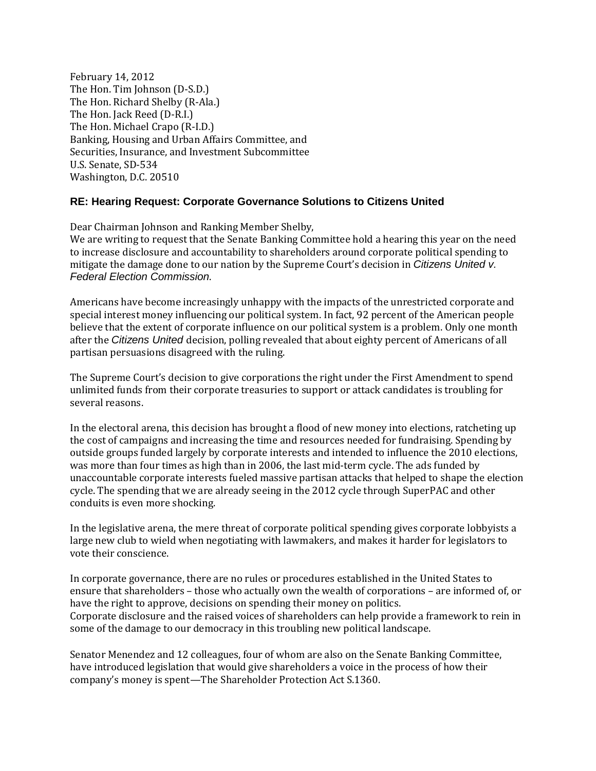February 14, 2012
The Hon. Tim Johnson (D-S.D.)
The Hon. Richard Shelby (R-Ala.)
The Hon. Jack Reed (D-R.I.)
The Hon. Michael Crapo (R-I.D.)
Banking, Housing and Urban Affairs Committee, and
Securities, Insurance, and Investment Subcommittee
U.S. Senate, SD-534
Washington, D.C. 20510

**RE: Hearing Request: Corporate Governance Solutions to Citizens United**

Dear Chairman Johnson and Ranking Member Shelby,
We are writing to request that the Senate Banking Committee hold a hearing this year on the need to increase disclosure and accountability to shareholders around corporate political spending to mitigate the damage done to our nation by the Supreme Court's decision in *Citizens United v. Federal Election Commission*.

Americans have become increasingly unhappy with the impacts of the unrestricted corporate and special interest money influencing our political system. In fact, 92 percent of the American people believe that the extent of corporate influence on our political system is a problem. Only one month after the *Citizens United* decision, polling revealed that about eighty percent of Americans of all partisan persuasions disagreed with the ruling.

The Supreme Court's decision to give corporations the right under the First Amendment to spend unlimited funds from their corporate treasuries to support or attack candidates is troubling for several reasons.

In the electoral arena, this decision has brought a flood of new money into elections, ratcheting up the cost of campaigns and increasing the time and resources needed for fundraising. Spending by outside groups funded largely by corporate interests and intended to influence the 2010 elections, was more than four times as high than in 2006, the last mid-term cycle. The ads funded by unaccountable corporate interests fueled massive partisan attacks that helped to shape the election cycle. The spending that we are already seeing in the 2012 cycle through SuperPAC and other conduits is even more shocking.

In the legislative arena, the mere threat of corporate political spending gives corporate lobbyists a large new club to wield when negotiating with lawmakers, and makes it harder for legislators to vote their conscience.

In corporate governance, there are no rules or procedures established in the United States to ensure that shareholders – those who actually own the wealth of corporations – are informed of, or have the right to approve, decisions on spending their money on politics.
Corporate disclosure and the raised voices of shareholders can help provide a framework to rein in some of the damage to our democracy in this troubling new political landscape.

Senator Menendez and 12 colleagues, four of whom are also on the Senate Banking Committee, have introduced legislation that would give shareholders a voice in the process of how their company's money is spent—The Shareholder Protection Act S.1360.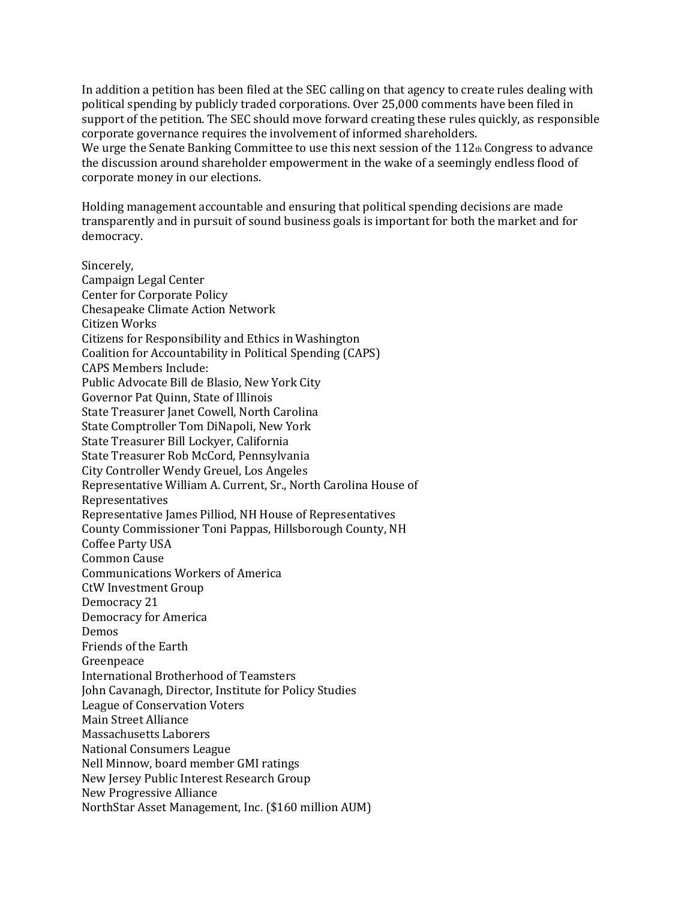In addition a petition has been filed at the SEC calling on that agency to create rules dealing with political spending by publicly traded corporations. Over 25,000 comments have been filed in support of the petition. The SEC should move forward creating these rules quickly, as responsible corporate governance requires the involvement of informed shareholders.
We urge the Senate Banking Committee to use this next session of the 112th Congress to advance the discussion around shareholder empowerment in the wake of a seemingly endless flood of corporate money in our elections.

Holding management accountable and ensuring that political spending decisions are made transparently and in pursuit of sound business goals is important for both the market and for democracy.

Sincerely,
Campaign Legal Center
Center for Corporate Policy
Chesapeake Climate Action Network
Citizen Works
Citizens for Responsibility and Ethics in Washington
Coalition for Accountability in Political Spending (CAPS)
CAPS Members Include:
Public Advocate Bill de Blasio, New York City
Governor Pat Quinn, State of Illinois
State Treasurer Janet Cowell, North Carolina
State Comptroller Tom DiNapoli, New York
State Treasurer Bill Lockyer, California
State Treasurer Rob McCord, Pennsylvania
City Controller Wendy Greuel, Los Angeles
Representative William A. Current, Sr., North Carolina House of Representatives
Representative James Pilliod, NH House of Representatives
County Commissioner Toni Pappas, Hillsborough County, NH
Coffee Party USA
Common Cause
Communications Workers of America
CtW Investment Group
Democracy 21
Democracy for America
Demos
Friends of the Earth
Greenpeace
International Brotherhood of Teamsters
John Cavanagh, Director, Institute for Policy Studies
League of Conservation Voters
Main Street Alliance
Massachusetts Laborers
National Consumers League
Nell Minnow, board member GMI ratings
New Jersey Public Interest Research Group
New Progressive Alliance
NorthStar Asset Management, Inc. ($160 million AUM)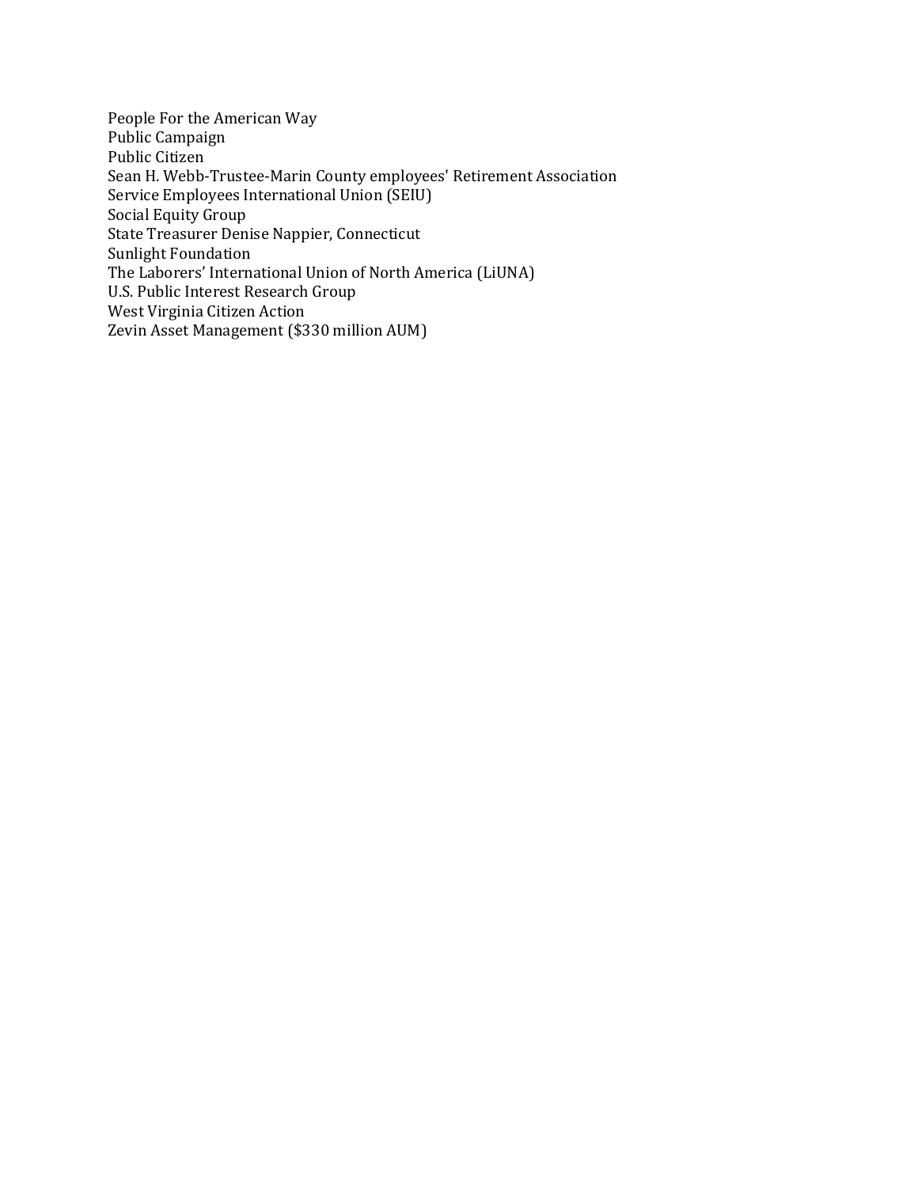People For the American Way
Public Campaign
Public Citizen
Sean H. Webb-Trustee-Marin County employees' Retirement Association
Service Employees International Union (SEIU)
Social Equity Group
State Treasurer Denise Nappier, Connecticut
Sunlight Foundation
The Laborers' International Union of North America (LiUNA)
U.S. Public Interest Research Group
West Virginia Citizen Action
Zevin Asset Management ($330 million AUM)